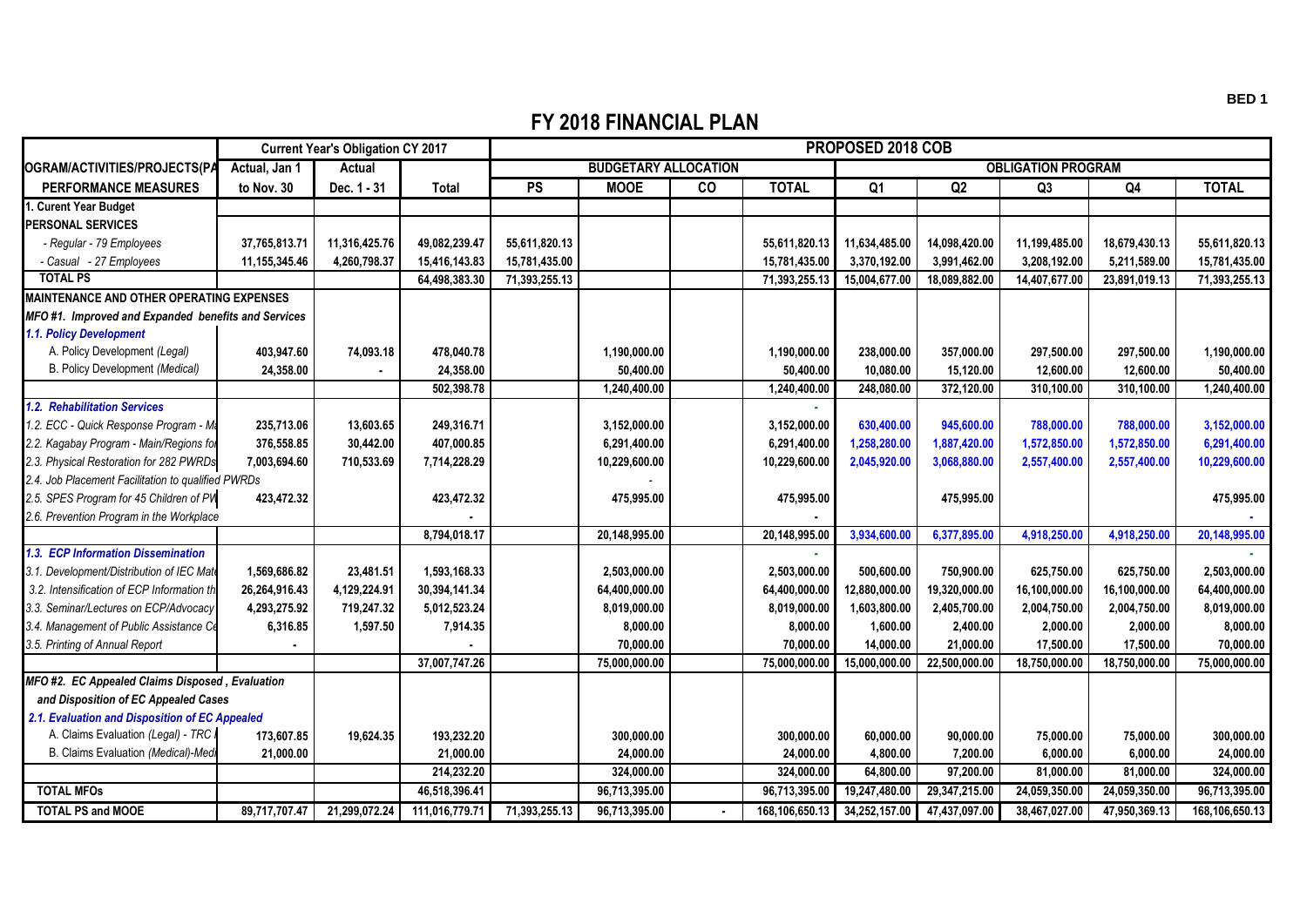BED 1

# FY 2018 FINANCIAL PLAN

| OGRAM/ACTIVITIES/PROJECTS(PA | Current Year's Obligation CY 2017 | | | PROPOSED 2018 COB | | | | | | | | |
|---|---|---|---|---|---|---|---|---|---|---|---|---|
| | Actual, Jan 1 | Actual | | BUDGETARY ALLOCATION | | | | OBLIGATION PROGRAM | | | | |
| PERFORMANCE MEASURES | to Nov. 30 | Dec. 1 - 31 | Total | PS | MOOE | CO | TOTAL | Q1 | Q2 | Q3 | Q4 | TOTAL |
| **1. Curent Year Budget** | | | | | | | | | | | | |
| **PERSONAL SERVICES** | | | | | | | | | | | | |
| *- Regular - 79 Employees* | 37,765,813.71 | 11,316,425.76 | 49,082,239.47 | 55,611,820.13 | | | 55,611,820.13 | 11,634,485.00 | 14,098,420.00 | 11,199,485.00 | 18,679,430.13 | 55,611,820.13 |
| *- Casual - 27 Employees* | 11,155,345.46 | 4,260,798.37 | 15,416,143.83 | 15,781,435.00 | | | 15,781,435.00 | 3,370,192.00 | 3,991,462.00 | 3,208,192.00 | 5,211,589.00 | 15,781,435.00 |
| **TOTAL PS** | | | 64,498,383.30 | 71,393,255.13 | | | 71,393,255.13 | 15,004,677.00 | 18,089,882.00 | 14,407,677.00 | 23,891,019.13 | 71,393,255.13 |
| **MAINTENANCE AND OTHER OPERATING EXPENSES** | | | | | | | | | | | | |
| ***MFO #1. Improved and Expanded benefits and Services*** | | | | | | | | | | | | |
| ***1.1. Policy Development*** | | | | | | | | | | | | |
| A. Policy Development *(Legal)* | 403,947.60 | 74,093.18 | 478,040.78 | | 1,190,000.00 | | 1,190,000.00 | 238,000.00 | 357,000.00 | 297,500.00 | 297,500.00 | 1,190,000.00 |
| B. Policy Development *(Medical)* | 24,358.00 | - | 24,358.00 | | 50,400.00 | | 50,400.00 | 10,080.00 | 15,120.00 | 12,600.00 | 12,600.00 | 50,400.00 |
| | | | 502,398.78 | | 1,240,400.00 | | 1,240,400.00 | 248,080.00 | 372,120.00 | 310,100.00 | 310,100.00 | 1,240,400.00 |
| ***1.2. Rehabilitation Services*** | | | | | | | - | | | | | |
| *1.2. ECC - Quick Response Program - Ma* | 235,713.06 | 13,603.65 | 249,316.71 | | 3,152,000.00 | | 3,152,000.00 | 630,400.00 | 945,600.00 | 788,000.00 | 788,000.00 | 3,152,000.00 |
| *2.2. Kagabay Program - Main/Regions fo* | 376,558.85 | 30,442.00 | 407,000.85 | | 6,291,400.00 | | 6,291,400.00 | 1,258,280.00 | 1,887,420.00 | 1,572,850.00 | 1,572,850.00 | 6,291,400.00 |
| *2.3. Physical Restoration for 282 PWRDs* | 7,003,694.60 | 710,533.69 | 7,714,228.29 | | 10,229,600.00 | | 10,229,600.00 | 2,045,920.00 | 3,068,880.00 | 2,557,400.00 | 2,557,400.00 | 10,229,600.00 |
| *2.4. Job Placement Facilitation to qualified PWRDs* | | | | | - | | | | | | | |
| *2.5. SPES Program for 45 Children of PV* | 423,472.32 | | 423,472.32 | | 475,995.00 | | 475,995.00 | | 475,995.00 | | | 475,995.00 |
| *2.6. Prevention Program in the Workplace* | | | - | | | | - | | | | | - |
| | | | 8,794,018.17 | | 20,148,995.00 | | 20,148,995.00 | 3,934,600.00 | 6,377,895.00 | 4,918,250.00 | 4,918,250.00 | 20,148,995.00 |
| ***1.3. ECP Information Dissemination*** | | | | | | | - | | | | | - |
| *3.1. Development/Distribution of IEC Mat* | 1,569,686.82 | 23,481.51 | 1,593,168.33 | | 2,503,000.00 | | 2,503,000.00 | 500,600.00 | 750,900.00 | 625,750.00 | 625,750.00 | 2,503,000.00 |
| *3.2. Intensification of ECP Information th* | 26,264,916.43 | 4,129,224.91 | 30,394,141.34 | | 64,400,000.00 | | 64,400,000.00 | 12,880,000.00 | 19,320,000.00 | 16,100,000.00 | 16,100,000.00 | 64,400,000.00 |
| *3.3. Seminar/Lectures on ECP/Advocacy* | 4,293,275.92 | 719,247.32 | 5,012,523.24 | | 8,019,000.00 | | 8,019,000.00 | 1,603,800.00 | 2,405,700.00 | 2,004,750.00 | 2,004,750.00 | 8,019,000.00 |
| *3.4. Management of Public Assistance Ce* | 6,316.85 | 1,597.50 | 7,914.35 | | 8,000.00 | | 8,000.00 | 1,600.00 | 2,400.00 | 2,000.00 | 2,000.00 | 8,000.00 |
| *3.5. Printing of Annual Report* | - | | - | | 70,000.00 | | 70,000.00 | 14,000.00 | 21,000.00 | 17,500.00 | 17,500.00 | 70,000.00 |
| | | | 37,007,747.26 | | 75,000,000.00 | | 75,000,000.00 | 15,000,000.00 | 22,500,000.00 | 18,750,000.00 | 18,750,000.00 | 75,000,000.00 |
| ***MFO #2. EC Appealed Claims Disposed , Evaluation*** | | | | | | | | | | | | |
| ***and Disposition of EC Appealed Cases*** | | | | | | | | | | | | |
| ***2.1. Evaluation and Disposition of EC Appealed*** | | | | | | | | | | | | |
| A. Claims Evaluation *(Legal) - TRC* | 173,607.85 | 19,624.35 | 193,232.20 | | 300,000.00 | | 300,000.00 | 60,000.00 | 90,000.00 | 75,000.00 | 75,000.00 | 300,000.00 |
| B. Claims Evaluation *(Medical)-Med* | 21,000.00 | | 21,000.00 | | 24,000.00 | | 24,000.00 | 4,800.00 | 7,200.00 | 6,000.00 | 6,000.00 | 24,000.00 |
| | | | 214,232.20 | | 324,000.00 | | 324,000.00 | 64,800.00 | 97,200.00 | 81,000.00 | 81,000.00 | 324,000.00 |
| **TOTAL MFOs** | | | 46,518,396.41 | | 96,713,395.00 | | 96,713,395.00 | 19,247,480.00 | 29,347,215.00 | 24,059,350.00 | 24,059,350.00 | 96,713,395.00 |
| **TOTAL PS and MOOE** | 89,717,707.47 | 21,299,072.24 | 111,016,779.71 | 71,393,255.13 | 96,713,395.00 | - | 168,106,650.13 | 34,252,157.00 | 47,437,097.00 | 38,467,027.00 | 47,950,369.13 | 168,106,650.13 |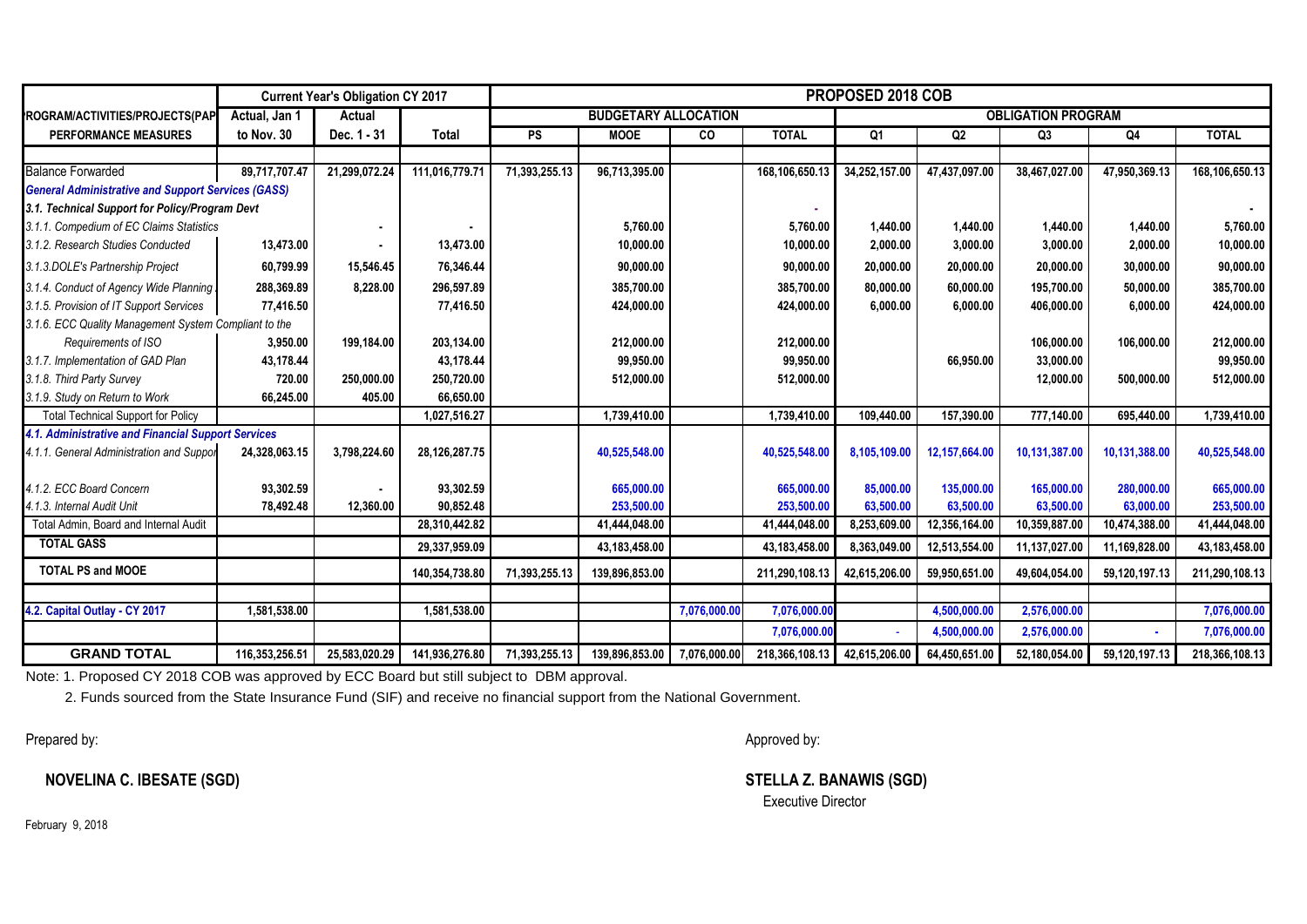| PROGRAM/ACTIVITIES/PROJECTS(PAP | Current Year's Obligation CY 2017 | | | PROPOSED 2018 COB | | | | | | | | |
|---|---|---|---|---|---|---|---|---|---|---|---|---|
| | Actual, Jan 1 | Actual | | BUDGETARY ALLOCATION | | | | OBLIGATION PROGRAM | | | | |
| PERFORMANCE MEASURES | to Nov. 30 | Dec. 1 - 31 | Total | PS | MOOE | CO | TOTAL | Q1 | Q2 | Q3 | Q4 | TOTAL |
| Balance Forwarded | 89,717,707.47 | 21,299,072.24 | 111,016,779.71 | 71,393,255.13 | 96,713,395.00 | | 168,106,650.13 | 34,252,157.00 | 47,437,097.00 | 38,467,027.00 | 47,950,369.13 | 168,106,650.13 |
| ***General Administrative and Support Services (GASS)*** | | | | | | | | | | | | |
| ***3.1. Technical Support for Policy/Program Devt*** | | | | | | | - | | | | | - |
| *3.1.1. Compedium of EC Claims Statistics* | | - | - | | 5,760.00 | | 5,760.00 | 1,440.00 | 1,440.00 | 1,440.00 | 1,440.00 | 5,760.00 |
| *3.1.2. Research Studies Conducted* | 13,473.00 | - | 13,473.00 | | 10,000.00 | | 10,000.00 | 2,000.00 | 3,000.00 | 3,000.00 | 2,000.00 | 10,000.00 |
| *3.1.3.DOLE's Partnership Project* | 60,799.99 | 15,546.45 | 76,346.44 | | 90,000.00 | | 90,000.00 | 20,000.00 | 20,000.00 | 20,000.00 | 30,000.00 | 90,000.00 |
| *3.1.4. Conduct of Agency Wide Planning* | 288,369.89 | 8,228.00 | 296,597.89 | | 385,700.00 | | 385,700.00 | 80,000.00 | 60,000.00 | 195,700.00 | 50,000.00 | 385,700.00 |
| *3.1.5. Provision of IT Support Services* | 77,416.50 | | 77,416.50 | | 424,000.00 | | 424,000.00 | 6,000.00 | 6,000.00 | 406,000.00 | 6,000.00 | 424,000.00 |
| *3.1.6. ECC Quality Management System Compliant to the Requirements of ISO* | 3,950.00 | 199,184.00 | 203,134.00 | | 212,000.00 | | 212,000.00 | | | 106,000.00 | 106,000.00 | 212,000.00 |
| *3.1.7. Implementation of GAD Plan* | 43,178.44 | | 43,178.44 | | 99,950.00 | | 99,950.00 | | 66,950.00 | 33,000.00 | | 99,950.00 |
| *3.1.8. Third Party Survey* | 720.00 | 250,000.00 | 250,720.00 | | 512,000.00 | | 512,000.00 | | | 12,000.00 | 500,000.00 | 512,000.00 |
| *3.1.9. Study on Return to Work* | 66,245.00 | 405.00 | 66,650.00 | | | | | | | | | |
| Total Technical Support for Policy | | | 1,027,516.27 | | 1,739,410.00 | | 1,739,410.00 | 109,440.00 | 157,390.00 | 777,140.00 | 695,440.00 | 1,739,410.00 |
| ***4.1. Administrative and Financial Support Services*** | | | | | | | | | | | | |
| *4.1.1. General Administration and Suppor* | 24,328,063.15 | 3,798,224.60 | 28,126,287.75 | | 40,525,548.00 | | 40,525,548.00 | 8,105,109.00 | 12,157,664.00 | 10,131,387.00 | 10,131,388.00 | 40,525,548.00 |
| *4.1.2. ECC Board Concern* | 93,302.59 | - | 93,302.59 | | 665,000.00 | | 665,000.00 | 85,000.00 | 135,000.00 | 165,000.00 | 280,000.00 | 665,000.00 |
| *4.1.3. Internal Audit Unit* | 78,492.48 | 12,360.00 | 90,852.48 | | 253,500.00 | | 253,500.00 | 63,500.00 | 63,500.00 | 63,500.00 | 63,000.00 | 253,500.00 |
| Total Admin, Board and Internal Audit | | | 28,310,442.82 | | 41,444,048.00 | | 41,444,048.00 | 8,253,609.00 | 12,356,164.00 | 10,359,887.00 | 10,474,388.00 | 41,444,048.00 |
| **TOTAL GASS** | | | 29,337,959.09 | | 43,183,458.00 | | 43,183,458.00 | 8,363,049.00 | 12,513,554.00 | 11,137,027.00 | 11,169,828.00 | 43,183,458.00 |
| **TOTAL PS and MOOE** | | | 140,354,738.80 | 71,393,255.13 | 139,896,853.00 | | 211,290,108.13 | 42,615,206.00 | 59,950,651.00 | 49,604,054.00 | 59,120,197.13 | 211,290,108.13 |
| **4.2. Capital Outlay - CY 2017** | 1,581,538.00 | | 1,581,538.00 | | | 7,076,000.00 | 7,076,000.00 | | 4,500,000.00 | 2,576,000.00 | | 7,076,000.00 |
| | | | | | | | 7,076,000.00 | - | 4,500,000.00 | 2,576,000.00 | - | 7,076,000.00 |
| **GRAND TOTAL** | 116,353,256.51 | 25,583,020.29 | 141,936,276.80 | 71,393,255.13 | 139,896,853.00 | 7,076,000.00 | 218,366,108.13 | 42,615,206.00 | 64,450,651.00 | 52,180,054.00 | 59,120,197.13 | 218,366,108.13 |

Note: 1. Proposed CY 2018 COB was approved by ECC Board but still subject to DBM approval.

2. Funds sourced from the State Insurance Fund (SIF) and receive no financial support from the National Government.

Prepared by:

**NOVELINA C. IBESATE (SGD)**

Approved by:

**STELLA Z. BANAWIS (SGD)**
Executive Director

February 9, 2018